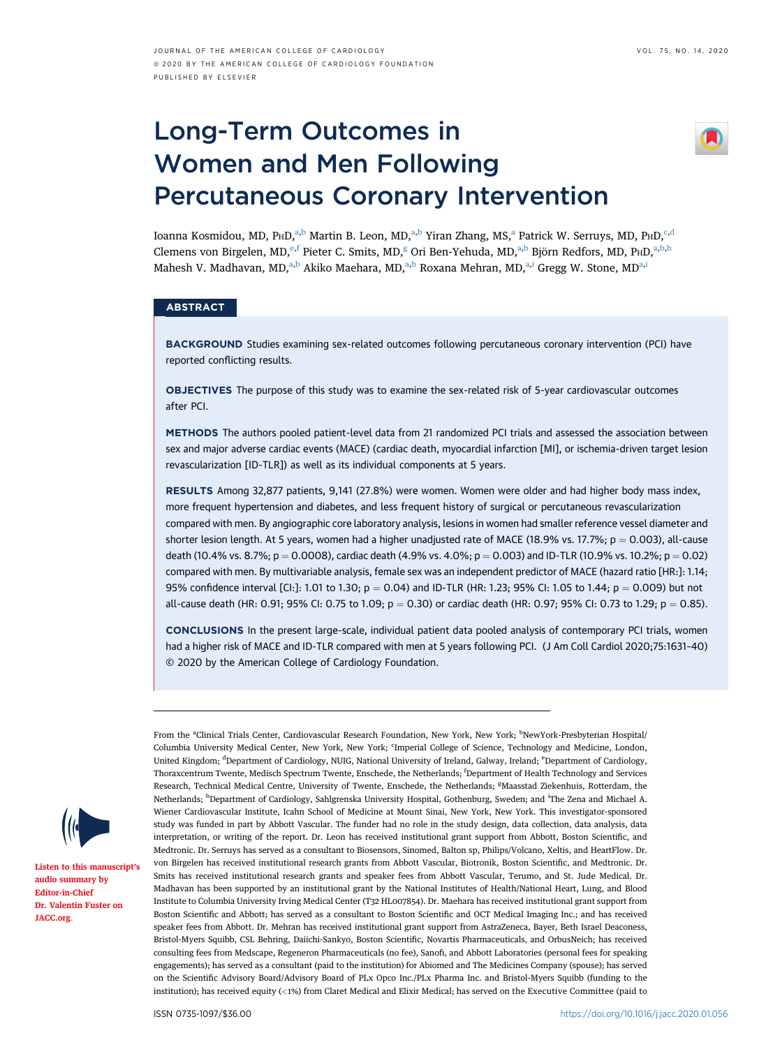# Long-Term Outcomes in Women and Men Following Percutaneous Coronary Intervention

Ioanna Kosmidou, MD, PhD,[a,b] Martin B. Leon, MD,[a,b] Yiran Zhang, MS,[a] Patrick W. Serruys, MD, PhD,[c,d] Clemens von Birgelen, MD,[e,f] Pieter C. Smits, MD,[g] Ori Ben-Yehuda, MD,[a,b] Björn Redfors, MD, PhD,[a,b,h] Mahesh V. Madhavan, MD,[a,b] Akiko Maehara, MD,[a,b] Roxana Mehran, MD,[a,i] Gregg W. Stone, MD[a,i]

## ABSTRACT

**BACKGROUND** Studies examining sex-related outcomes following percutaneous coronary intervention (PCI) have reported conflicting results.

**OBJECTIVES** The purpose of this study was to examine the sex-related risk of 5-year cardiovascular outcomes after PCI.

**METHODS** The authors pooled patient-level data from 21 randomized PCI trials and assessed the association between sex and major adverse cardiac events (MACE) (cardiac death, myocardial infarction [MI], or ischemia-driven target lesion revascularization [ID-TLR]) as well as its individual components at 5 years.

**RESULTS** Among 32,877 patients, 9,141 (27.8%) were women. Women were older and had higher body mass index, more frequent hypertension and diabetes, and less frequent history of surgical or percutaneous revascularization compared with men. By angiographic core laboratory analysis, lesions in women had smaller reference vessel diameter and shorter lesion length. At 5 years, women had a higher unadjusted rate of MACE (18.9% vs. 17.7%; $p = 0.003$), all-cause death (10.4% vs. 8.7%; $p = 0.0008$), cardiac death (4.9% vs. 4.0%; $p = 0.003$) and ID-TLR (10.9% vs. 10.2%; $p = 0.02$) compared with men. By multivariable analysis, female sex was an independent predictor of MACE (hazard ratio [HR:]: 1.14; 95% confidence interval [CI:]: 1.01 to 1.30; $p = 0.04$) and ID-TLR (HR: 1.23; 95% CI: 1.05 to 1.44; $p = 0.009$) but not all-cause death (HR: 0.91; 95% CI: 0.75 to 1.09; $p = 0.30$) or cardiac death (HR: 0.97; 95% CI: 0.73 to 1.29; $p = 0.85$).

**CONCLUSIONS** In the present large-scale, individual patient data pooled analysis of contemporary PCI trials, women had a higher risk of MACE and ID-TLR compared with men at 5 years following PCI. (J Am Coll Cardiol 2020;75:1631–40) © 2020 by the American College of Cardiology Foundation.

---

**Listen to this manuscript's audio summary by Editor-in-Chief Dr. Valentin Fuster on JACC.org.**

From the [a]Clinical Trials Center, Cardiovascular Research Foundation, New York, New York; [b]NewYork-Presbyterian Hospital/Columbia University Medical Center, New York, New York; [c]Imperial College of Science, Technology and Medicine, London, United Kingdom; [d]Department of Cardiology, NUIG, National University of Ireland, Galway, Ireland; [e]Department of Cardiology, Thoraxcentrum Twente, Medisch Spectrum Twente, Enschede, the Netherlands; [f]Department of Health Technology and Services Research, Technical Medical Centre, University of Twente, Enschede, the Netherlands; [g]Maastad Ziekenhuis, Rotterdam, the Netherlands; [h]Department of Cardiology, Sahlgrenska University Hospital, Gothenburg, Sweden; and [i]The Zena and Michael A. Wiener Cardiovascular Institute, Icahn School of Medicine at Mount Sinai, New York, New York. This investigator-sponsored study was funded in part by Abbott Vascular. The funder had no role in the study design, data collection, data analysis, data interpretation, or writing of the report. Dr. Leon has received institutional grant support from Abbott, Boston Scientific, and Medtronic. Dr. Serruys has served as a consultant to Biosensors, Sinomed, Balton sp, Philips/Volcano, Xeltis, and HeartFlow. Dr. von Birgelen has received institutional research grants from Abbott Vascular, Biotronik, Boston Scientific, and Medtronic. Dr. Smits has received institutional research grants and speaker fees from Abbott Vascular, Terumo, and St. Jude Medical. Dr. Madhavan has been supported by an institutional grant by the National Institutes of Health/National Heart, Lung, and Blood Institute to Columbia University Irving Medical Center (T32 HL007854). Dr. Maehara has received institutional grant support from Boston Scientific and Abbott; has served as a consultant to Boston Scientific and OCT Medical Imaging Inc.; and has received speaker fees from Abbott. Dr. Mehran has received institutional grant support from AstraZeneca, Bayer, Beth Israel Deaconess, Bristol-Myers Squibb, CSL Behring, Daiichi-Sankyo, Boston Scientific, Novartis Pharmaceuticals, and OrbusNeich; has received consulting fees from Medscape, Regeneron Pharmaceuticals (no fee), Sanofi, and Abbott Laboratories (personal fees for speaking engagements); has served as a consultant (paid to the institution) for Abiomed and The Medicines Company (spouse); has served on the Scientific Advisory Board/Advisory Board of PLx Opco Inc./PLx Pharma Inc. and Bristol-Myers Squibb (funding to the institution); has received equity (<1%) from Claret Medical and Elixir Medical; has served on the Executive Committee (paid to

ISSN 0735-1097/$36.00 https://doi.org/10.1016/j.jacc.2020.01.056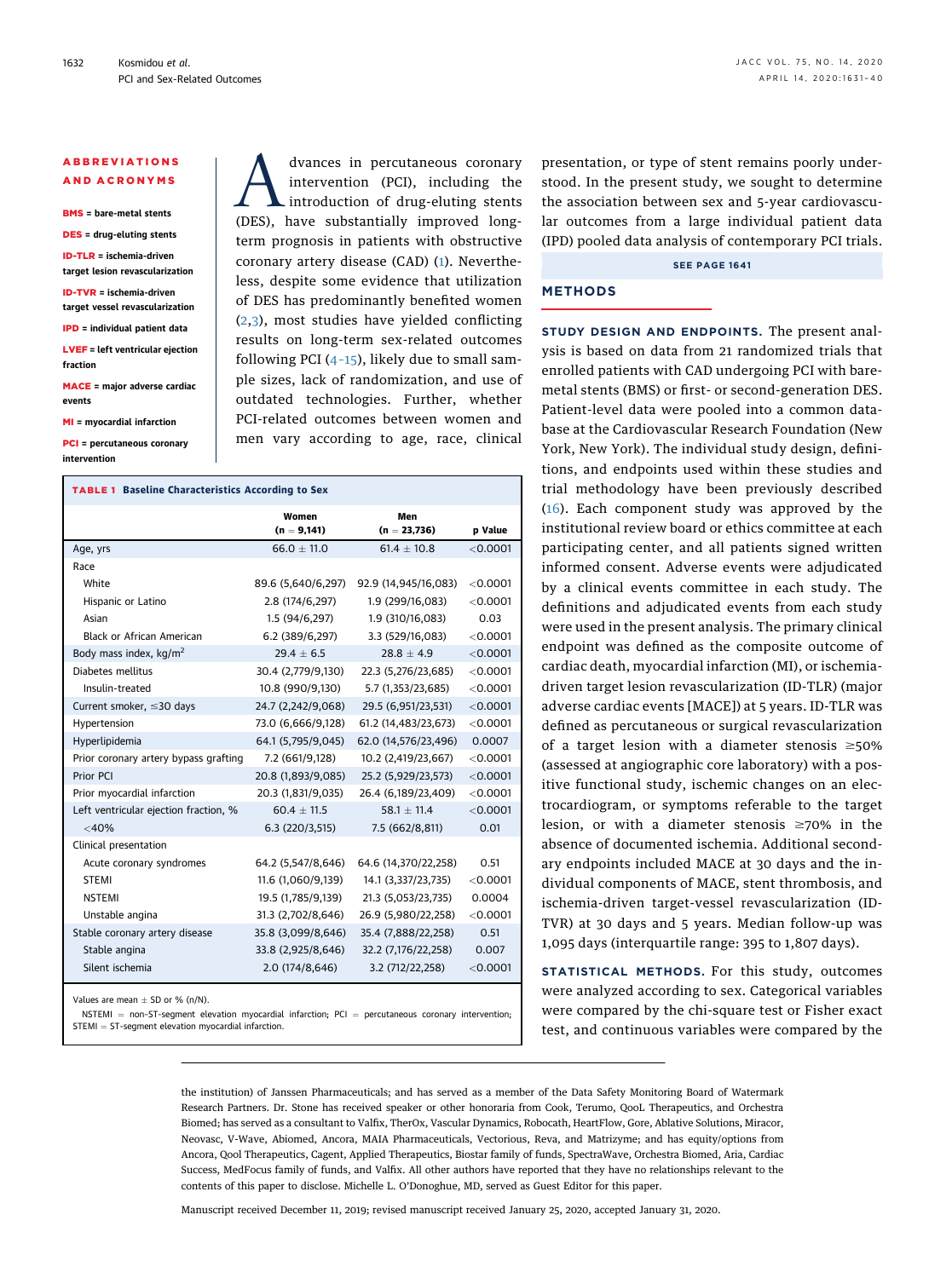## ABBREVIATIONS AND ACRONYMS

**BMS** = bare-metal stents

**DES** = drug-eluting stents

**ID-TLR** = ischemia-driven target lesion revascularization

**ID-TVR** = ischemia-driven target vessel revascularization

**IPD** = individual patient data

**LVEF** = left ventricular ejection fraction

**MACE** = major adverse cardiac events

**MI** = myocardial infarction

**PCI** = percutaneous coronary intervention

Advances in percutaneous coronary intervention (PCI), including the introduction of drug-eluting stents (DES), have substantially improved long-term prognosis in patients with obstructive coronary artery disease (CAD) (1). Nevertheless, despite some evidence that utilization of DES has predominantly benefited women (2,3), most studies have yielded conflicting results on long-term sex-related outcomes following PCI (4–15), likely due to small sample sizes, lack of randomization, and use of outdated technologies. Further, whether PCI-related outcomes between women and men vary according to age, race, clinical presentation, or type of stent remains poorly understood. In the present study, we sought to determine the association between sex and 5-year cardiovascular outcomes from a large individual patient data (IPD) pooled data analysis of contemporary PCI trials.

SEE PAGE 1641

**TABLE 1** Baseline Characteristics According to Sex

| | Women (n = 9,141) | Men (n = 23,736) | p Value |
|---|---|---|---|
| Age, yrs | 66.0 ± 11.0 | 61.4 ± 10.8 | <0.0001 |
| Race | | | |
| White | 89.6 (5,640/6,297) | 92.9 (14,945/16,083) | <0.0001 |
| Hispanic or Latino | 2.8 (174/6,297) | 1.9 (299/16,083) | <0.0001 |
| Asian | 1.5 (94/6,297) | 1.9 (310/16,083) | 0.03 |
| Black or African American | 6.2 (389/6,297) | 3.3 (529/16,083) | <0.0001 |
| Body mass index, kg/m$^2$ | 29.4 ± 6.5 | 28.8 ± 4.9 | <0.0001 |
| Diabetes mellitus | 30.4 (2,779/9,130) | 22.3 (5,276/23,685) | <0.0001 |
| Insulin-treated | 10.8 (990/9,130) | 5.7 (1,353/23,685) | <0.0001 |
| Current smoker, ≤30 days | 24.7 (2,242/9,068) | 29.5 (6,951/23,531) | <0.0001 |
| Hypertension | 73.0 (6,666/9,128) | 61.2 (14,483/23,673) | <0.0001 |
| Hyperlipidemia | 64.1 (5,795/9,045) | 62.0 (14,576/23,496) | 0.0007 |
| Prior coronary artery bypass grafting | 7.2 (661/9,128) | 10.2 (2,419/23,667) | <0.0001 |
| Prior PCI | 20.8 (1,893/9,085) | 25.2 (5,929/23,573) | <0.0001 |
| Prior myocardial infarction | 20.3 (1,831/9,035) | 26.4 (6,189/23,409) | <0.0001 |
| Left ventricular ejection fraction, % | 60.4 ± 11.5 | 58.1 ± 11.4 | <0.0001 |
| <40% | 6.3 (220/3,515) | 7.5 (662/8,811) | 0.01 |
| Clinical presentation | | | |
| Acute coronary syndromes | 64.2 (5,547/8,646) | 64.6 (14,370/22,258) | 0.51 |
| STEMI | 11.6 (1,060/9,139) | 14.1 (3,337/23,735) | <0.0001 |
| NSTEMI | 19.5 (1,785/9,139) | 21.3 (5,053/23,735) | 0.0004 |
| Unstable angina | 31.3 (2,702/8,646) | 26.9 (5,980/22,258) | <0.0001 |
| Stable coronary artery disease | 35.8 (3,099/8,646) | 35.4 (7,888/22,258) | 0.51 |
| Stable angina | 33.8 (2,925/8,646) | 32.2 (7,176/22,258) | 0.007 |
| Silent ischemia | 2.0 (174/8,646) | 3.2 (712/22,258) | <0.0001 |

Values are mean ± SD or % (n/N).

NSTEMI = non-ST-segment elevation myocardial infarction; PCI = percutaneous coronary intervention; STEMI = ST-segment elevation myocardial infarction.

## METHODS

**STUDY DESIGN AND ENDPOINTS.** The present analysis is based on data from 21 randomized trials that enrolled patients with CAD undergoing PCI with bare-metal stents (BMS) or first- or second-generation DES. Patient-level data were pooled into a common database at the Cardiovascular Research Foundation (New York, New York). The individual study design, definitions, and endpoints used within these studies and trial methodology have been previously described (16). Each component study was approved by the institutional review board or ethics committee at each participating center, and all patients signed written informed consent. Adverse events were adjudicated by a clinical events committee in each study. The definitions and adjudicated events from each study were used in the present analysis. The primary clinical endpoint was defined as the composite outcome of cardiac death, myocardial infarction (MI), or ischemia-driven target lesion revascularization (ID-TLR) (major adverse cardiac events [MACE]) at 5 years. ID-TLR was defined as percutaneous or surgical revascularization of a target lesion with a diameter stenosis ≥50% (assessed at angiographic core laboratory) with a positive functional study, ischemic changes on an electrocardiogram, or symptoms referable to the target lesion, or with a diameter stenosis ≥70% in the absence of documented ischemia. Additional secondary endpoints included MACE at 30 days and the individual components of MACE, stent thrombosis, and ischemia-driven target-vessel revascularization (ID-TVR) at 30 days and 5 years. Median follow-up was 1,095 days (interquartile range: 395 to 1,807 days).

**STATISTICAL METHODS.** For this study, outcomes were analyzed according to sex. Categorical variables were compared by the chi-square test or Fisher exact test, and continuous variables were compared by the

the institution) of Janssen Pharmaceuticals; and has served as a member of the Data Safety Monitoring Board of Watermark Research Partners. Dr. Stone has received speaker or other honoraria from Cook, Terumo, QooL Therapeutics, and Orchestra Biomed; has served as a consultant to Valfix, TherOx, Vascular Dynamics, Robocath, HeartFlow, Gore, Ablative Solutions, Miracor, Neovasc, V-Wave, Abiomed, Ancora, MAIA Pharmaceuticals, Vectorious, Reva, and Matrizyme; and has equity/options from Ancora, Qool Therapeutics, Cagent, Applied Therapeutics, Biostar family of funds, SpectraWave, Orchestra Biomed, Aria, Cardiac Success, MedFocus family of funds, and Valfix. All other authors have reported that they have no relationships relevant to the contents of this paper to disclose. Michelle L. O'Donoghue, MD, served as Guest Editor for this paper.

Manuscript received December 11, 2019; revised manuscript received January 25, 2020, accepted January 31, 2020.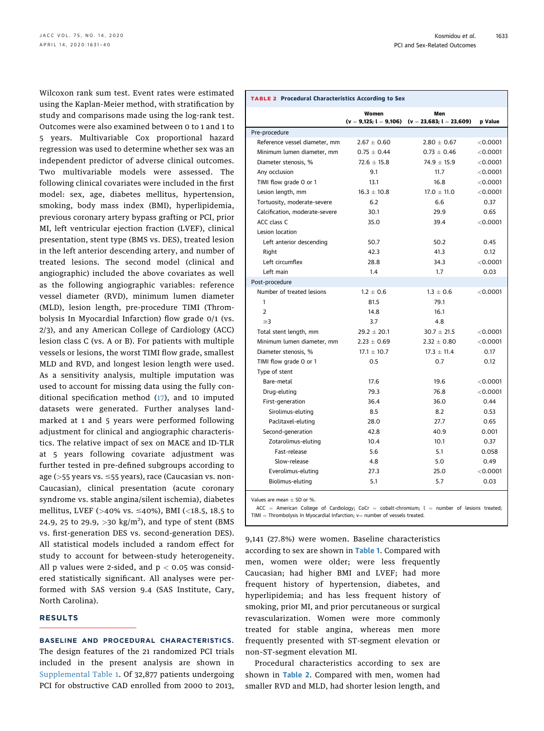Wilcoxon rank sum test. Event rates were estimated using the Kaplan-Meier method, with stratification by study and comparisons made using the log-rank test. Outcomes were also examined between 0 to 1 and 1 to 5 years. Multivariable Cox proportional hazard regression was used to determine whether sex was an independent predictor of adverse clinical outcomes. Two multivariable models were assessed. The following clinical covariates were included in the first model: sex, age, diabetes mellitus, hypertension, smoking, body mass index (BMI), hyperlipidemia, previous coronary artery bypass grafting or PCI, prior MI, left ventricular ejection fraction (LVEF), clinical presentation, stent type (BMS vs. DES), treated lesion in the left anterior descending artery, and number of treated lesions. The second model (clinical and angiographic) included the above covariates as well as the following angiographic variables: reference vessel diameter (RVD), minimum lumen diameter (MLD), lesion length, pre-procedure TIMI (Thrombolysis In Myocardial Infarction) flow grade 0/1 (vs. 2/3), and any American College of Cardiology (ACC) lesion class C (vs. A or B). For patients with multiple vessels or lesions, the worst TIMI flow grade, smallest MLD and RVD, and longest lesion length were used. As a sensitivity analysis, multiple imputation was used to account for missing data using the fully conditional specification method (17), and 10 imputed datasets were generated. Further analyses landmarked at 1 and 5 years were performed following adjustment for clinical and angiographic characteristics. The relative impact of sex on MACE and ID-TLR at 5 years following covariate adjustment was further tested in pre-defined subgroups according to age (>55 years vs. ≤55 years), race (Caucasian vs. non-Caucasian), clinical presentation (acute coronary syndrome vs. stable angina/silent ischemia), diabetes mellitus, LVEF (>40% vs. ≤40%), BMI (<18.5, 18.5 to 24.9, 25 to 29.9, >30 kg/m$^2$), and type of stent (BMS vs. first-generation DES vs. second-generation DES). All statistical models included a random effect for study to account for between-study heterogeneity. All p values were 2-sided, and $p < 0.05$ was considered statistically significant. All analyses were performed with SAS version 9.4 (SAS Institute, Cary, North Carolina).

## RESULTS

**BASELINE AND PROCEDURAL CHARACTERISTICS.** The design features of the 21 randomized PCI trials included in the present analysis are shown in Supplemental Table 1. Of 32,877 patients undergoing PCI for obstructive CAD enrolled from 2000 to 2013, 9,141 (27.8%) were women. Baseline characteristics according to sex are shown in Table 1. Compared with men, women were older; were less frequently Caucasian; had higher BMI and LVEF; had more frequent history of hypertension, diabetes, and hyperlipidemia; and has less frequent history of smoking, prior MI, and prior percutaneous or surgical revascularization. Women were more commonly treated for stable angina, whereas men more frequently presented with ST-segment elevation or non-ST-segment elevation MI.

Procedural characteristics according to sex are shown in Table 2. Compared with men, women had smaller RVD and MLD, had shorter lesion length, and

**TABLE 2 Procedural Characteristics According to Sex**

| | Women (v = 9,125; l = 9,106) | Men (v = 23,683; l = 23,609) | p Value |
|---|---|---|---|
| **Pre-procedure** | | | |
| Reference vessel diameter, mm | 2.67 ± 0.60 | 2.80 ± 0.67 | <0.0001 |
| Minimum lumen diameter, mm | 0.75 ± 0.44 | 0.73 ± 0.46 | <0.0001 |
| Diameter stenosis, % | 72.6 ± 15.8 | 74.9 ± 15.9 | <0.0001 |
| Any occlusion | 9.1 | 11.7 | <0.0001 |
| TIMI flow grade 0 or 1 | 13.1 | 16.8 | <0.0001 |
| Lesion length, mm | 16.3 ± 10.8 | 17.0 ± 11.0 | <0.0001 |
| Tortuosity, moderate-severe | 6.2 | 6.6 | 0.37 |
| Calcification, moderate-severe | 30.1 | 29.9 | 0.65 |
| ACC class C | 35.0 | 39.4 | <0.0001 |
| Lesion location | | | |
| Left anterior descending | 50.7 | 50.2 | 0.45 |
| Right | 42.3 | 41.3 | 0.12 |
| Left circumflex | 28.8 | 34.3 | <0.0001 |
| Left main | 1.4 | 1.7 | 0.03 |
| **Post-procedure** | | | |
| Number of treated lesions | 1.2 ± 0.6 | 1.3 ± 0.6 | <0.0001 |
| 1 | 81.5 | 79.1 | |
| 2 | 14.8 | 16.1 | |
| ≥3 | 3.7 | 4.8 | |
| Total stent length, mm | 29.2 ± 20.1 | 30.7 ± 21.5 | <0.0001 |
| Minimum lumen diameter, mm | 2.23 ± 0.69 | 2.32 ± 0.80 | <0.0001 |
| Diameter stenosis, % | 17.1 ± 10.7 | 17.3 ± 11.4 | 0.17 |
| TIMI flow grade 0 or 1 | 0.5 | 0.7 | 0.12 |
| Type of stent | | | |
| Bare-metal | 17.6 | 19.6 | <0.0001 |
| Drug-eluting | 79.3 | 76.8 | <0.0001 |
| First-generation | 36.4 | 36.0 | 0.44 |
| Sirolimus-eluting | 8.5 | 8.2 | 0.53 |
| Paclitaxel-eluting | 28.0 | 27.7 | 0.65 |
| Second-generation | 42.8 | 40.9 | 0.001 |
| Zotarolimus-eluting | 10.4 | 10.1 | 0.37 |
| Fast-release | 5.6 | 5.1 | 0.058 |
| Slow-release | 4.8 | 5.0 | 0.49 |
| Everolimus-eluting | 27.3 | 25.0 | <0.0001 |
| Biolimus-eluting | 5.1 | 5.7 | 0.03 |

Values are mean ± SD or %.

ACC = American College of Cardiology; CoCr = cobalt-chromium; l = number of lesions treated; TIMI = Thrombolysis In Myocardial Infarction; v= number of vessels treated.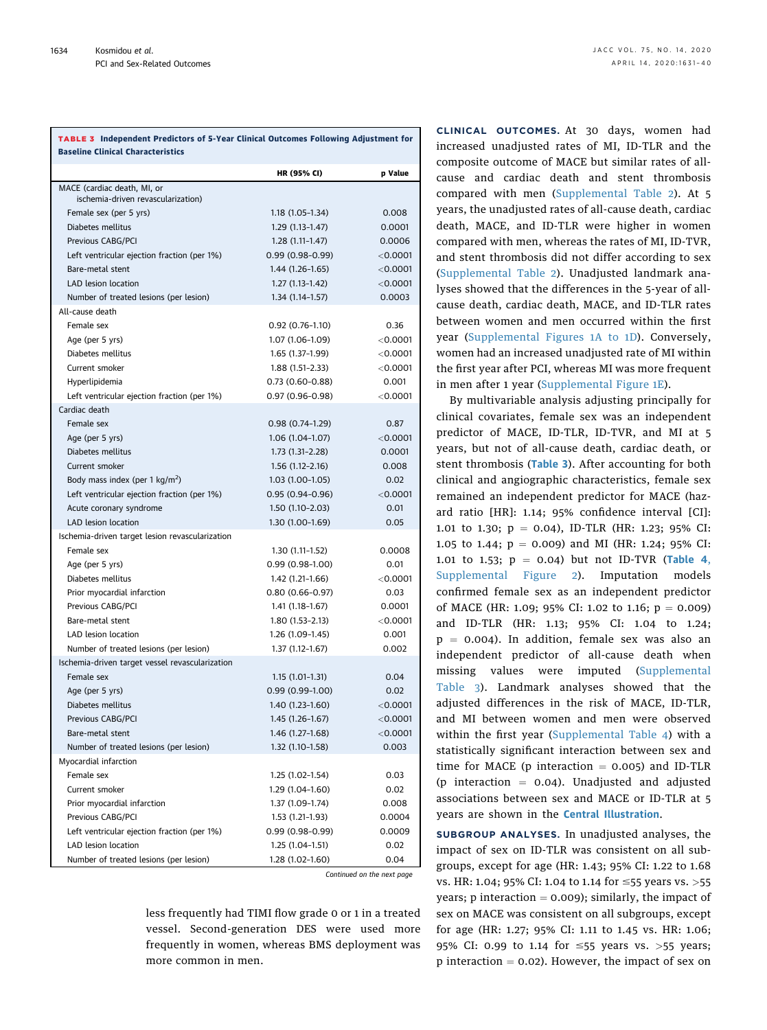**TABLE 3 Independent Predictors of 5-Year Clinical Outcomes Following Adjustment for Baseline Clinical Characteristics**

| | HR (95% CI) | p Value |
|---|---|---|
| MACE (cardiac death, MI, or ischemia-driven revascularization) | | |
| Female sex (per 5 yrs) | 1.18 (1.05–1.34) | 0.008 |
| Diabetes mellitus | 1.29 (1.13–1.47) | 0.0001 |
| Previous CABG/PCI | 1.28 (1.11–1.47) | 0.0006 |
| Left ventricular ejection fraction (per 1%) | 0.99 (0.98–0.99) | <0.0001 |
| Bare-metal stent | 1.44 (1.26–1.65) | <0.0001 |
| LAD lesion location | 1.27 (1.13–1.42) | <0.0001 |
| Number of treated lesions (per lesion) | 1.34 (1.14–1.57) | 0.0003 |
| All-cause death | | |
| Female sex | 0.92 (0.76–1.10) | 0.36 |
| Age (per 5 yrs) | 1.07 (1.06–1.09) | <0.0001 |
| Diabetes mellitus | 1.65 (1.37–1.99) | <0.0001 |
| Current smoker | 1.88 (1.51–2.33) | <0.0001 |
| Hyperlipidemia | 0.73 (0.60–0.88) | 0.001 |
| Left ventricular ejection fraction (per 1%) | 0.97 (0.96–0.98) | <0.0001 |
| Cardiac death | | |
| Female sex | 0.98 (0.74–1.29) | 0.87 |
| Age (per 5 yrs) | 1.06 (1.04–1.07) | <0.0001 |
| Diabetes mellitus | 1.73 (1.31–2.28) | 0.0001 |
| Current smoker | 1.56 (1.12–2.16) | 0.008 |
| Body mass index (per 1 kg/m$^2$) | 1.03 (1.00–1.05) | 0.02 |
| Left ventricular ejection fraction (per 1%) | 0.95 (0.94–0.96) | <0.0001 |
| Acute coronary syndrome | 1.50 (1.10–2.03) | 0.01 |
| LAD lesion location | 1.30 (1.00–1.69) | 0.05 |
| Ischemia-driven target lesion revascularization | | |
| Female sex | 1.30 (1.11–1.52) | 0.0008 |
| Age (per 5 yrs) | 0.99 (0.98–1.00) | 0.01 |
| Diabetes mellitus | 1.42 (1.21–1.66) | <0.0001 |
| Prior myocardial infarction | 0.80 (0.66–0.97) | 0.03 |
| Previous CABG/PCI | 1.41 (1.18–1.67) | 0.0001 |
| Bare-metal stent | 1.80 (1.53–2.13) | <0.0001 |
| LAD lesion location | 1.26 (1.09–1.45) | 0.001 |
| Number of treated lesions (per lesion) | 1.37 (1.12–1.67) | 0.002 |
| Ischemia-driven target vessel revascularization | | |
| Female sex | 1.15 (1.01–1.31) | 0.04 |
| Age (per 5 yrs) | 0.99 (0.99–1.00) | 0.02 |
| Diabetes mellitus | 1.40 (1.23–1.60) | <0.0001 |
| Previous CABG/PCI | 1.45 (1.26–1.67) | <0.0001 |
| Bare-metal stent | 1.46 (1.27–1.68) | <0.0001 |
| Number of treated lesions (per lesion) | 1.32 (1.10–1.58) | 0.003 |
| Myocardial infarction | | |
| Female sex | 1.25 (1.02–1.54) | 0.03 |
| Current smoker | 1.29 (1.04–1.60) | 0.02 |
| Prior myocardial infarction | 1.37 (1.09–1.74) | 0.008 |
| Previous CABG/PCI | 1.53 (1.21–1.93) | 0.0004 |
| Left ventricular ejection fraction (per 1%) | 0.99 (0.98–0.99) | 0.0009 |
| LAD lesion location | 1.25 (1.04–1.51) | 0.02 |
| Number of treated lesions (per lesion) | 1.28 (1.02–1.60) | 0.04 |

*Continued on the next page*

less frequently had TIMI flow grade 0 or 1 in a treated vessel. Second-generation DES were used more frequently in women, whereas BMS deployment was more common in men.

**CLINICAL OUTCOMES.** At 30 days, women had increased unadjusted rates of MI, ID-TLR and the composite outcome of MACE but similar rates of all-cause and cardiac death and stent thrombosis compared with men (Supplemental Table 2). At 5 years, the unadjusted rates of all-cause death, cardiac death, MACE, and ID-TLR were higher in women compared with men, whereas the rates of MI, ID-TVR, and stent thrombosis did not differ according to sex (Supplemental Table 2). Unadjusted landmark analyses showed that the differences in the 5-year of all-cause death, cardiac death, MACE, and ID-TLR rates between women and men occurred within the first year (Supplemental Figures 1A to 1D). Conversely, women had an increased unadjusted rate of MI within the first year after PCI, whereas MI was more frequent in men after 1 year (Supplemental Figure 1E).

By multivariable analysis adjusting principally for clinical covariates, female sex was an independent predictor of MACE, ID-TLR, ID-TVR, and MI at 5 years, but not of all-cause death, cardiac death, or stent thrombosis (Table 3). After accounting for both clinical and angiographic characteristics, female sex remained an independent predictor for MACE (hazard ratio [HR]: 1.14; 95% confidence interval [CI]: 1.01 to 1.30; p = 0.04), ID-TLR (HR: 1.23; 95% CI: 1.05 to 1.44; p = 0.009) and MI (HR: 1.24; 95% CI: 1.01 to 1.53; p = 0.04) but not ID-TVR (Table 4, Supplemental Figure 2). Imputation models confirmed female sex as an independent predictor of MACE (HR: 1.09; 95% CI: 1.02 to 1.16; p = 0.009) and ID-TLR (HR: 1.13; 95% CI: 1.04 to 1.24; p = 0.004). In addition, female sex was also an independent predictor of all-cause death when missing values were imputed (Supplemental Table 3). Landmark analyses showed that the adjusted differences in the risk of MACE, ID-TLR, and MI between women and men were observed within the first year (Supplemental Table 4) with a statistically significant interaction between sex and time for MACE (p interaction = 0.005) and ID-TLR (p interaction = 0.04). Unadjusted and adjusted associations between sex and MACE or ID-TLR at 5 years are shown in the **Central Illustration**.

**SUBGROUP ANALYSES.** In unadjusted analyses, the impact of sex on ID-TLR was consistent on all subgroups, except for age (HR: 1.43; 95% CI: 1.22 to 1.68 vs. HR: 1.04; 95% CI: 1.04 to 1.14 for ≤55 years vs. >55 years; p interaction = 0.009); similarly, the impact of sex on MACE was consistent on all subgroups, except for age (HR: 1.27; 95% CI: 1.11 to 1.45 vs. HR: 1.06; 95% CI: 0.99 to 1.14 for ≤55 years vs. >55 years; p interaction = 0.02). However, the impact of sex on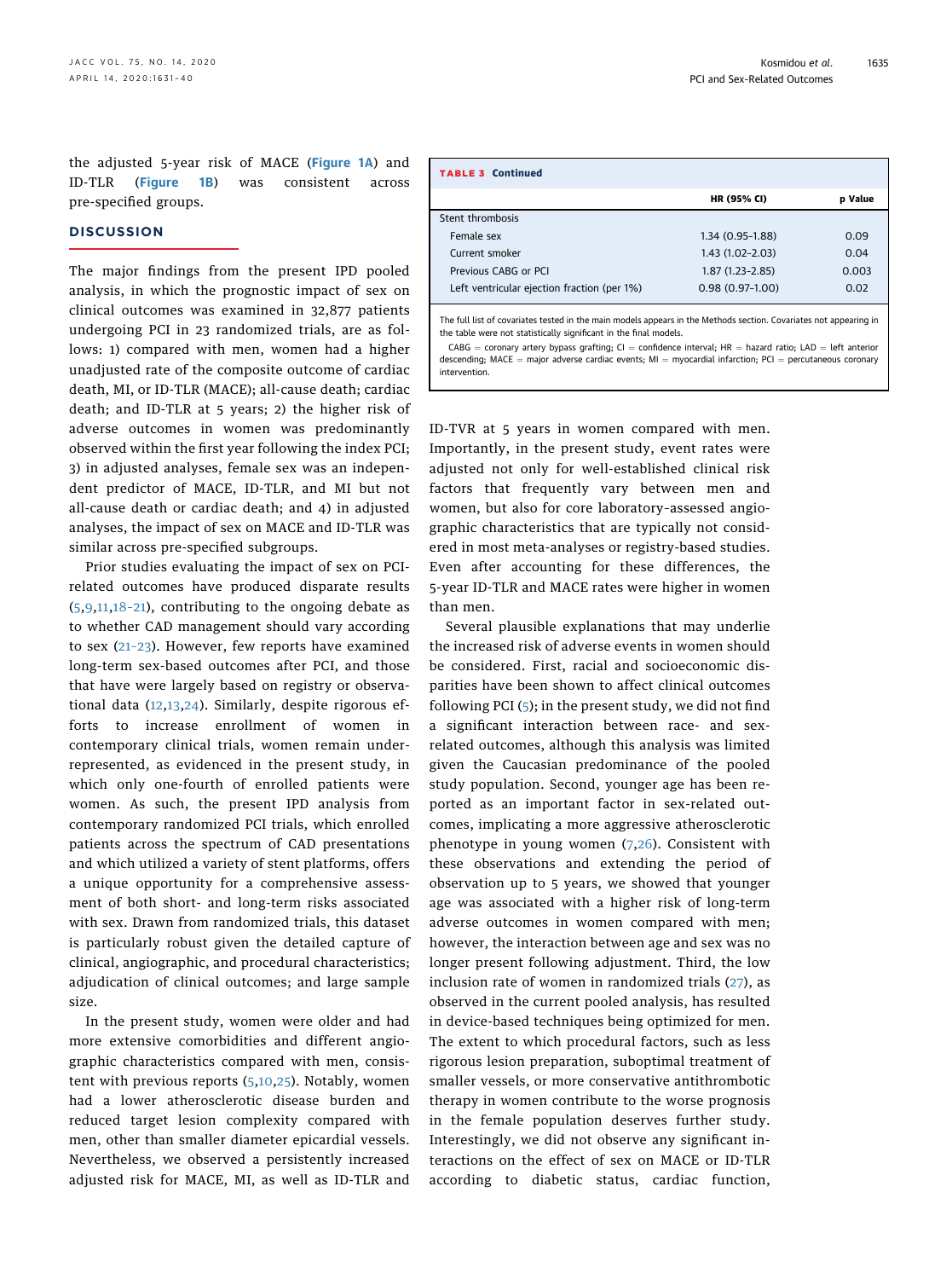the adjusted 5-year risk of MACE (Figure 1A) and ID-TLR (Figure 1B) was consistent across pre-specified groups.

## DISCUSSION

The major findings from the present IPD pooled analysis, in which the prognostic impact of sex on clinical outcomes was examined in 32,877 patients undergoing PCI in 23 randomized trials, are as follows: 1) compared with men, women had a higher unadjusted rate of the composite outcome of cardiac death, MI, or ID-TLR (MACE); all-cause death; cardiac death; and ID-TLR at 5 years; 2) the higher risk of adverse outcomes in women was predominantly observed within the first year following the index PCI; 3) in adjusted analyses, female sex was an independent predictor of MACE, ID-TLR, and MI but not all-cause death or cardiac death; and 4) in adjusted analyses, the impact of sex on MACE and ID-TLR was similar across pre-specified subgroups.

Prior studies evaluating the impact of sex on PCI-related outcomes have produced disparate results (5,9,11,18-21), contributing to the ongoing debate as to whether CAD management should vary according to sex (21-23). However, few reports have examined long-term sex-based outcomes after PCI, and those that have were largely based on registry or observational data (12,13,24). Similarly, despite rigorous efforts to increase enrollment of women in contemporary clinical trials, women remain underrepresented, as evidenced in the present study, in which only one-fourth of enrolled patients were women. As such, the present IPD analysis from contemporary randomized PCI trials, which enrolled patients across the spectrum of CAD presentations and which utilized a variety of stent platforms, offers a unique opportunity for a comprehensive assessment of both short- and long-term risks associated with sex. Drawn from randomized trials, this dataset is particularly robust given the detailed capture of clinical, angiographic, and procedural characteristics; adjudication of clinical outcomes; and large sample size.

In the present study, women were older and had more extensive comorbidities and different angiographic characteristics compared with men, consistent with previous reports (5,10,25). Notably, women had a lower atherosclerotic disease burden and reduced target lesion complexity compared with men, other than smaller diameter epicardial vessels. Nevertheless, we observed a persistently increased adjusted risk for MACE, MI, as well as ID-TLR and ID-TVR at 5 years in women compared with men. Importantly, in the present study, event rates were adjusted not only for well-established clinical risk factors that frequently vary between men and women, but also for core laboratory-assessed angiographic characteristics that are typically not considered in most meta-analyses or registry-based studies. Even after accounting for these differences, the 5-year ID-TLR and MACE rates were higher in women than men.

Several plausible explanations that may underlie the increased risk of adverse events in women should be considered. First, racial and socioeconomic disparities have been shown to affect clinical outcomes following PCI (5); in the present study, we did not find a significant interaction between race- and sex-related outcomes, although this analysis was limited given the Caucasian predominance of the pooled study population. Second, younger age has been reported as an important factor in sex-related outcomes, implicating a more aggressive atherosclerotic phenotype in young women (7,26). Consistent with these observations and extending the period of observation up to 5 years, we showed that younger age was associated with a higher risk of long-term adverse outcomes in women compared with men; however, the interaction between age and sex was no longer present following adjustment. Third, the low inclusion rate of women in randomized trials (27), as observed in the current pooled analysis, has resulted in device-based techniques being optimized for men. The extent to which procedural factors, such as less rigorous lesion preparation, suboptimal treatment of smaller vessels, or more conservative antithrombotic therapy in women contribute to the worse prognosis in the female population deserves further study. Interestingly, we did not observe any significant interactions on the effect of sex on MACE or ID-TLR according to diabetic status, cardiac function,

**TABLE 3 Continued**

| | HR (95% CI) | p Value |
|---|---|---|
| Stent thrombosis | | |
| Female sex | 1.34 (0.95–1.88) | 0.09 |
| Current smoker | 1.43 (1.02–2.03) | 0.04 |
| Previous CABG or PCI | 1.87 (1.23–2.85) | 0.003 |
| Left ventricular ejection fraction (per 1%) | 0.98 (0.97–1.00) | 0.02 |

The full list of covariates tested in the main models appears in the Methods section. Covariates not appearing in the table were not statistically significant in the final models.

CABG = coronary artery bypass grafting; CI = confidence interval; HR = hazard ratio; LAD = left anterior descending; MACE = major adverse cardiac events; MI = myocardial infarction; PCI = percutaneous coronary intervention.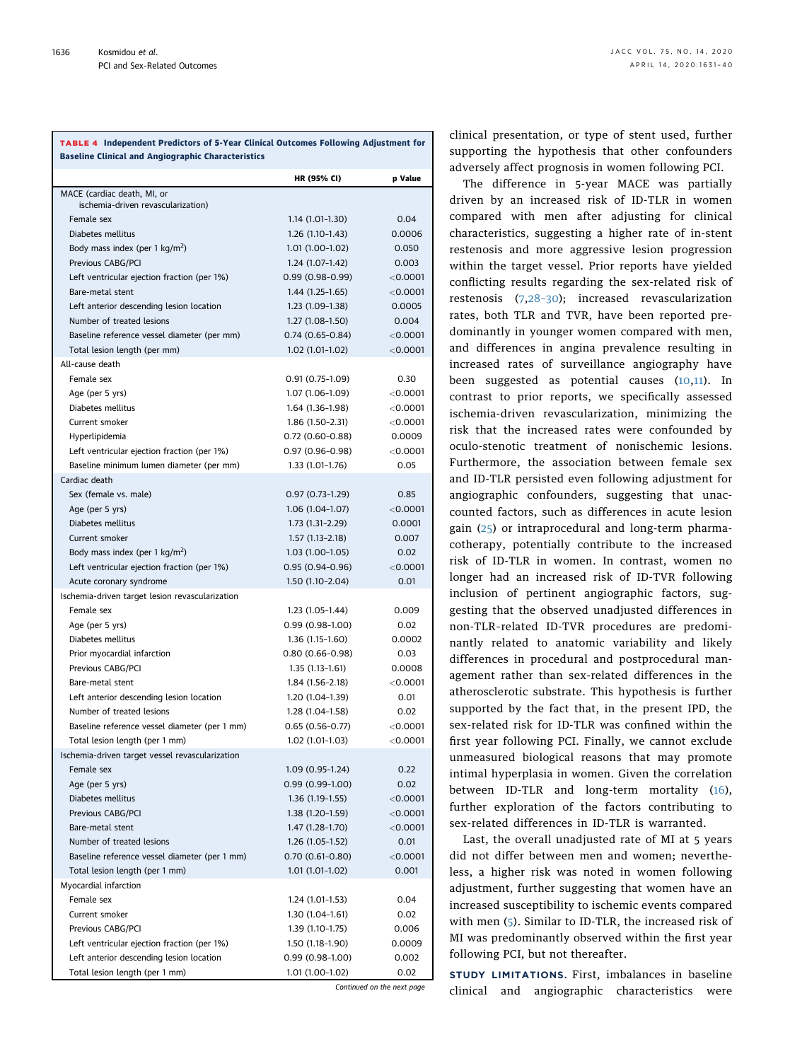**TABLE 4 Independent Predictors of 5-Year Clinical Outcomes Following Adjustment for Baseline Clinical and Angiographic Characteristics**

| | HR (95% CI) | p Value |
|---|---|---|
| MACE (cardiac death, MI, or ischemia-driven revascularization) | | |
| Female sex | 1.14 (1.01-1.30) | 0.04 |
| Diabetes mellitus | 1.26 (1.10-1.43) | 0.0006 |
| Body mass index (per 1 kg/m$^2$) | 1.01 (1.00-1.02) | 0.050 |
| Previous CABG/PCI | 1.24 (1.07-1.42) | 0.003 |
| Left ventricular ejection fraction (per 1%) | 0.99 (0.98-0.99) | <0.0001 |
| Bare-metal stent | 1.44 (1.25-1.65) | <0.0001 |
| Left anterior descending lesion location | 1.23 (1.09-1.38) | 0.0005 |
| Number of treated lesions | 1.27 (1.08-1.50) | 0.004 |
| Baseline reference vessel diameter (per mm) | 0.74 (0.65-0.84) | <0.0001 |
| Total lesion length (per mm) | 1.02 (1.01-1.02) | <0.0001 |
| All-cause death | | |
| Female sex | 0.91 (0.75-1.09) | 0.30 |
| Age (per 5 yrs) | 1.07 (1.06-1.09) | <0.0001 |
| Diabetes mellitus | 1.64 (1.36-1.98) | <0.0001 |
| Current smoker | 1.86 (1.50-2.31) | <0.0001 |
| Hyperlipidemia | 0.72 (0.60-0.88) | 0.0009 |
| Left ventricular ejection fraction (per 1%) | 0.97 (0.96-0.98) | <0.0001 |
| Baseline minimum lumen diameter (per mm) | 1.33 (1.01-1.76) | 0.05 |
| Cardiac death | | |
| Sex (female vs. male) | 0.97 (0.73-1.29) | 0.85 |
| Age (per 5 yrs) | 1.06 (1.04-1.07) | <0.0001 |
| Diabetes mellitus | 1.73 (1.31-2.29) | 0.0001 |
| Current smoker | 1.57 (1.13-2.18) | 0.007 |
| Body mass index (per 1 kg/m$^2$) | 1.03 (1.00-1.05) | 0.02 |
| Left ventricular ejection fraction (per 1%) | 0.95 (0.94-0.96) | <0.0001 |
| Acute coronary syndrome | 1.50 (1.10-2.04) | 0.01 |
| Ischemia-driven target lesion revascularization | | |
| Female sex | 1.23 (1.05-1.44) | 0.009 |
| Age (per 5 yrs) | 0.99 (0.98-1.00) | 0.02 |
| Diabetes mellitus | 1.36 (1.15-1.60) | 0.0002 |
| Prior myocardial infarction | 0.80 (0.66-0.98) | 0.03 |
| Previous CABG/PCI | 1.35 (1.13-1.61) | 0.0008 |
| Bare-metal stent | 1.84 (1.56-2.18) | <0.0001 |
| Left anterior descending lesion location | 1.20 (1.04-1.39) | 0.01 |
| Number of treated lesions | 1.28 (1.04-1.58) | 0.02 |
| Baseline reference vessel diameter (per 1 mm) | 0.65 (0.56-0.77) | <0.0001 |
| Total lesion length (per 1 mm) | 1.02 (1.01-1.03) | <0.0001 |
| Ischemia-driven target vessel revascularization | | |
| Female sex | 1.09 (0.95-1.24) | 0.22 |
| Age (per 5 yrs) | 0.99 (0.99-1.00) | 0.02 |
| Diabetes mellitus | 1.36 (1.19-1.55) | <0.0001 |
| Previous CABG/PCI | 1.38 (1.20-1.59) | <0.0001 |
| Bare-metal stent | 1.47 (1.28-1.70) | <0.0001 |
| Number of treated lesions | 1.26 (1.05-1.52) | 0.01 |
| Baseline reference vessel diameter (per 1 mm) | 0.70 (0.61-0.80) | <0.0001 |
| Total lesion length (per 1 mm) | 1.01 (1.01-1.02) | 0.001 |
| Myocardial infarction | | |
| Female sex | 1.24 (1.01-1.53) | 0.04 |
| Current smoker | 1.30 (1.04-1.61) | 0.02 |
| Previous CABG/PCI | 1.39 (1.10-1.75) | 0.006 |
| Left ventricular ejection fraction (per 1%) | 1.50 (1.18-1.90) | 0.0009 |
| Left anterior descending lesion location | 0.99 (0.98-1.00) | 0.002 |
| Total lesion length (per 1 mm) | 1.01 (1.00-1.02) | 0.02 |

*Continued on the next page*

clinical presentation, or type of stent used, further supporting the hypothesis that other confounders adversely affect prognosis in women following PCI.

The difference in 5-year MACE was partially driven by an increased risk of ID-TLR in women compared with men after adjusting for clinical characteristics, suggesting a higher rate of in-stent restenosis and more aggressive lesion progression within the target vessel. Prior reports have yielded conflicting results regarding the sex-related risk of restenosis (7,28-30); increased revascularization rates, both TLR and TVR, have been reported predominantly in younger women compared with men, and differences in angina prevalence resulting in increased rates of surveillance angiography have been suggested as potential causes (10,11). In contrast to prior reports, we specifically assessed ischemia-driven revascularization, minimizing the risk that the increased rates were confounded by oculo-stenotic treatment of nonischemic lesions. Furthermore, the association between female sex and ID-TLR persisted even following adjustment for angiographic confounders, suggesting that unaccounted factors, such as differences in acute lesion gain (25) or intraprocedural and long-term pharmacotherapy, potentially contribute to the increased risk of ID-TLR in women. In contrast, women no longer had an increased risk of ID-TVR following inclusion of pertinent angiographic factors, suggesting that the observed unadjusted differences in non-TLR-related ID-TVR procedures are predominantly related to anatomic variability and likely differences in procedural and postprocedural management rather than sex-related differences in the atherosclerotic substrate. This hypothesis is further supported by the fact that, in the present IPD, the sex-related risk for ID-TLR was confined within the first year following PCI. Finally, we cannot exclude unmeasured biological reasons that may promote intimal hyperplasia in women. Given the correlation between ID-TLR and long-term mortality (16), further exploration of the factors contributing to sex-related differences in ID-TLR is warranted.

Last, the overall unadjusted rate of MI at 5 years did not differ between men and women; nevertheless, a higher risk was noted in women following adjustment, further suggesting that women have an increased susceptibility to ischemic events compared with men (5). Similar to ID-TLR, the increased risk of MI was predominantly observed within the first year following PCI, but not thereafter.

**STUDY LIMITATIONS.** First, imbalances in baseline clinical and angiographic characteristics were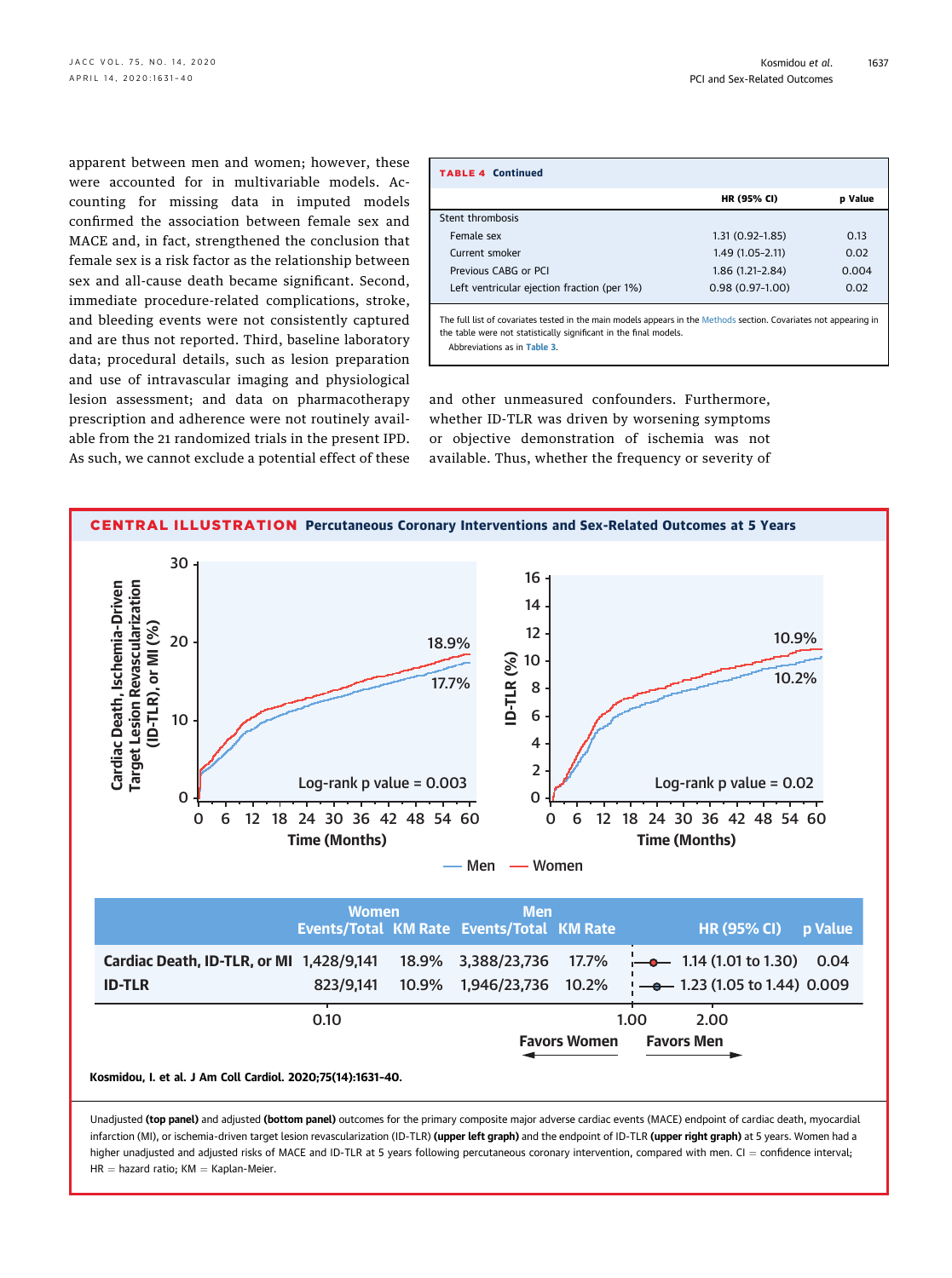apparent between men and women; however, these were accounted for in multivariable models. Accounting for missing data in imputed models confirmed the association between female sex and MACE and, in fact, strengthened the conclusion that female sex is a risk factor as the relationship between sex and all-cause death became significant. Second, immediate procedure-related complications, stroke, and bleeding events were not consistently captured and are thus not reported. Third, baseline laboratory data; procedural details, such as lesion preparation and use of intravascular imaging and physiological lesion assessment; and data on pharmacotherapy prescription and adherence were not routinely available from the 21 randomized trials in the present IPD. As such, we cannot exclude a potential effect of these and other unmeasured confounders. Furthermore, whether ID-TLR was driven by worsening symptoms or objective demonstration of ischemia was not available. Thus, whether the frequency or severity of

**TABLE 4 Continued**

| | HR (95% CI) | p Value |
|---|---|---|
| Stent thrombosis | | |
| Female sex | 1.31 (0.92–1.85) | 0.13 |
| Current smoker | 1.49 (1.05–2.11) | 0.02 |
| Previous CABG or PCI | 1.86 (1.21–2.84) | 0.004 |
| Left ventricular ejection fraction (per 1%) | 0.98 (0.97–1.00) | 0.02 |

The full list of covariates tested in the main models appears in the Methods section. Covariates not appearing in the table were not statistically significant in the final models.
Abbreviations as in Table 3.

**CENTRAL ILLUSTRATION Percutaneous Coronary Interventions and Sex-Related Outcomes at 5 Years**

Cardiac Death, Ischemia-Driven Target Lesion Revascularization (ID-TLR), or MI (%)
18.9%
17.7%
Log-rank p value = 0.003
Time (Months)

ID-TLR (%)
10.9%
10.2%
Log-rank p value = 0.02
Time (Months)

Men — Women

| | Women Events/Total | Women KM Rate | Men Events/Total | Men KM Rate | HR (95% CI) | p Value |
|---|---|---|---|---|---|---|
| Cardiac Death, ID-TLR, or MI | 1,428/9,141 | 18.9% | 3,388/23,736 | 17.7% | 1.14 (1.01 to 1.30) | 0.04 |
| ID-TLR | 823/9,141 | 10.9% | 1,946/23,736 | 10.2% | 1.23 (1.05 to 1.44) | 0.009 |

0.10 1.00 2.00
Favors Women Favors Men

Kosmidou, I. et al. J Am Coll Cardiol. 2020;75(14):1631–40.

Unadjusted **(top panel)** and adjusted **(bottom panel)** outcomes for the primary composite major adverse cardiac events (MACE) endpoint of cardiac death, myocardial infarction (MI), or ischemia-driven target lesion revascularization (ID-TLR) **(upper left graph)** and the endpoint of ID-TLR **(upper right graph)** at 5 years. Women had a higher unadjusted and adjusted risks of MACE and ID-TLR at 5 years following percutaneous coronary intervention, compared with men. CI = confidence interval; HR = hazard ratio; KM = Kaplan-Meier.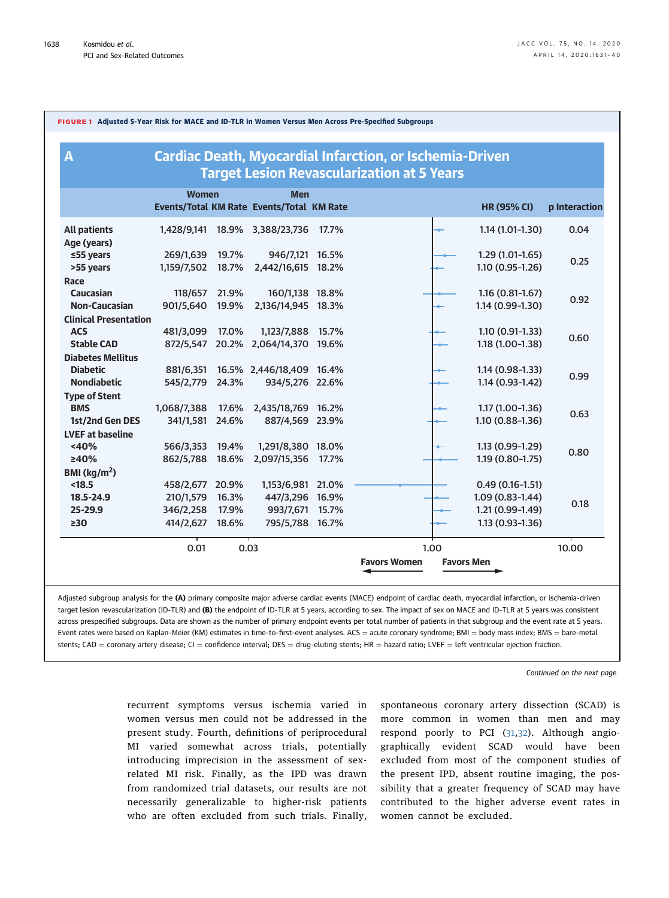**FIGURE 1** Adjusted 5-Year Risk for MACE and ID-TLR in Women Versus Men Across Pre-Specified Subgroups

A

Cardiac Death, Myocardial Infarction, or Ischemia-Driven Target Lesion Revascularization at 5 Years

Women: Events/Total, KM Rate — Men: Events/Total, KM Rate — HR (95% CI) — p Interaction

All patients 1,428/9,141 18.9% 3,388/23,736 17.7% 1.14 (1.01-1.30) 0.04

Age (years)

≤55 years 269/1,639 19.7% 946/7,121 16.5% 1.29 (1.01-1.65)

>55 years 1,159/7,502 18.7% 2,442/16,615 18.2% 1.10 (0.95-1.26)

p Interaction 0.25

Race

Caucasian 118/657 21.9% 160/1,138 18.8% 1.16 (0.81-1.67)

Non-Caucasian 901/5,640 19.9% 2,136/14,945 18.3% 1.14 (0.99-1.30)

p Interaction 0.92

Clinical Presentation

ACS 481/3,099 17.0% 1,123/7,888 15.7% 1.10 (0.91-1.33)

Stable CAD 872/5,547 20.2% 2,064/14,370 19.6% 1.18 (1.00-1.38)

p Interaction 0.60

Diabetes Mellitus

Diabetic 881/6,351 16.5% 2,446/18,409 16.4% 1.14 (0.98-1.33)

Nondiabetic 545/2,779 24.3% 934/5,276 22.6% 1.14 (0.93-1.42)

p Interaction 0.99

Type of Stent

BMS 1,068/7,388 17.6% 2,435/18,769 16.2% 1.17 (1.00-1.36)

1st/2nd Gen DES 341/1,581 24.6% 887/4,569 23.9% 1.10 (0.88-1.36)

p Interaction 0.63

LVEF at baseline

<40% 566/3,353 19.4% 1,291/8,380 18.0% 1.13 (0.99-1.29)

≥40% 862/5,788 18.6% 2,097/15,356 17.7% 1.19 (0.80-1.75)

p Interaction 0.80

BMI (kg/m²)

<18.5 458/2,677 20.9% 1,153/6,981 21.0% 0.49 (0.16-1.51)

18.5-24.9 210/1,579 16.3% 447/3,296 16.9% 1.09 (0.83-1.44)

25-29.9 346/2,258 17.9% 993/7,671 15.7% 1.21 (0.99-1.49)

≥30 414/2,627 18.6% 795/5,788 16.7% 1.13 (0.93-1.36)

p Interaction 0.18

0.01 0.03 1.00 10.00

Favors Women Favors Men

Adjusted subgroup analysis for the **(A)** primary composite major adverse cardiac events (MACE) endpoint of cardiac death, myocardial infarction, or ischemia-driven target lesion revascularization (ID-TLR) and **(B)** the endpoint of ID-TLR at 5 years, according to sex. The impact of sex on MACE and ID-TLR at 5 years was consistent across prespecified subgroups. Data are shown as the number of primary endpoint events per total number of patients in that subgroup and the event rate at 5 years. Event rates were based on Kaplan-Meier (KM) estimates in time-to-first-event analyses. ACS = acute coronary syndrome; BMI = body mass index; BMS = bare-metal stents; CAD = coronary artery disease; CI = confidence interval; DES = drug-eluting stents; HR = hazard ratio; LVEF = left ventricular ejection fraction.

*Continued on the next page*

recurrent symptoms versus ischemia varied in women versus men could not be addressed in the present study. Fourth, definitions of periprocedural MI varied somewhat across trials, potentially introducing imprecision in the assessment of sex-related MI risk. Finally, as the IPD was drawn from randomized trial datasets, our results are not necessarily generalizable to higher-risk patients who are often excluded from such trials. Finally, spontaneous coronary artery dissection (SCAD) is more common in women than men and may respond poorly to PCI (31,32). Although angiographically evident SCAD would have been excluded from most of the component studies of the present IPD, absent routine imaging, the possibility that a greater frequency of SCAD may have contributed to the higher adverse event rates in women cannot be excluded.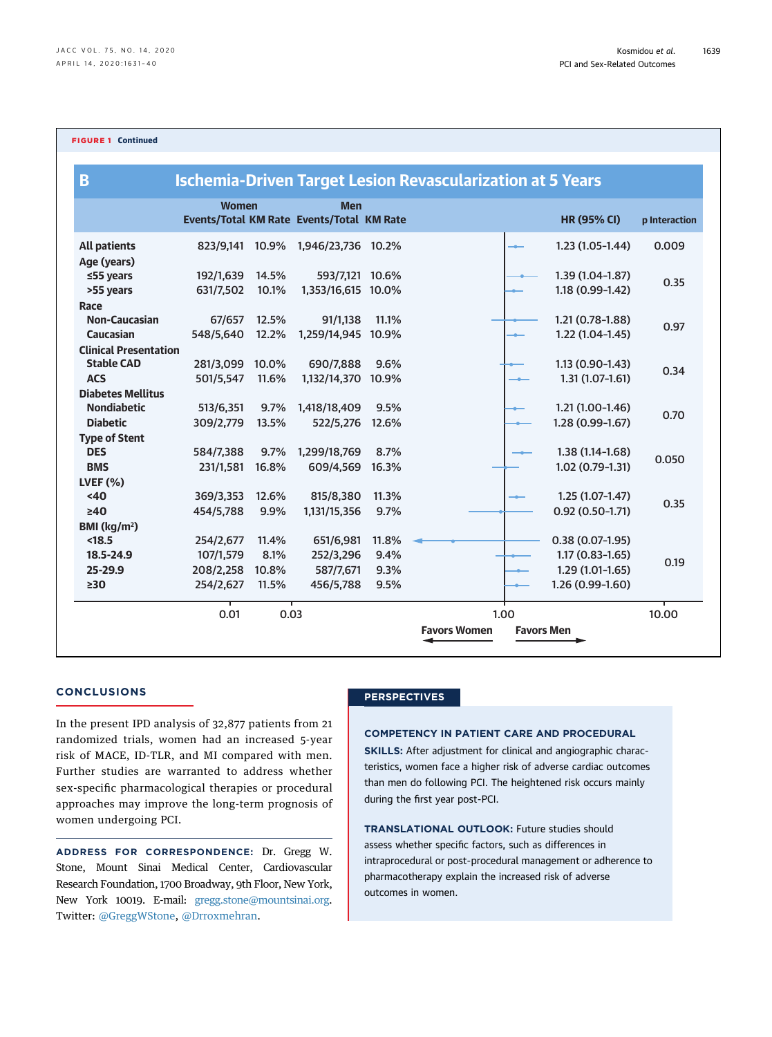**FIGURE 1** Continued

B

Ischemia-Driven Target Lesion Revascularization at 5 Years

Women Events/Total KM Rate

Men Events/Total KM Rate

HR (95% CI)

p Interaction

All patients 823/9,141 10.9% 1,946/23,736 10.2% 1.23 (1.05-1.44) 0.009

Age (years)

≤55 years 192/1,639 14.5% 593/7,121 10.6% 1.39 (1.04-1.87)

>55 years 631/7,502 10.1% 1,353/16,615 10.0% 1.18 (0.99-1.42)

0.35

Race

Non-Caucasian 67/657 12.5% 91/1,138 11.1% 1.21 (0.78-1.88)

Caucasian 548/5,640 12.2% 1,259/14,945 10.9% 1.22 (1.04-1.45)

0.97

Clinical Presentation

Stable CAD 281/3,099 10.0% 690/7,888 9.6% 1.13 (0.90-1.43)

ACS 501/5,547 11.6% 1,132/14,370 10.9% 1.31 (1.07-1.61)

0.34

Diabetes Mellitus

Nondiabetic 513/6,351 9.7% 1,418/18,409 9.5% 1.21 (1.00-1.46)

Diabetic 309/2,779 13.5% 522/5,276 12.6% 1.28 (0.99-1.67)

0.70

Type of Stent

DES 584/7,388 9.7% 1,299/18,769 8.7% 1.38 (1.14-1.68)

BMS 231/1,581 16.8% 609/4,569 16.3% 1.02 (0.79-1.31)

0.050

LVEF (%)

<40 369/3,353 12.6% 815/8,380 11.3% 1.25 (1.07-1.47)

≥40 454/5,788 9.9% 1,131/15,356 9.7% 0.92 (0.50-1.71)

0.35

BMI ($kg/m^2$)

<18.5 254/2,677 11.4% 651/6,981 11.8% 0.38 (0.07-1.95)

18.5-24.9 107/1,579 8.1% 252/3,296 9.4% 1.17 (0.83-1.65)

25-29.9 208/2,258 10.8% 587/7,671 9.3% 1.29 (1.01-1.65)

≥30 254/2,627 11.5% 456/5,788 9.5% 1.26 (0.99-1.60)

0.19

0.01 0.03 1.00 10.00

Favors Women Favors Men

## CONCLUSIONS

In the present IPD analysis of 32,877 patients from 21 randomized trials, women had an increased 5-year risk of MACE, ID-TLR, and MI compared with men. Further studies are warranted to address whether sex-specific pharmacological therapies or procedural approaches may improve the long-term prognosis of women undergoing PCI.

**ADDRESS FOR CORRESPONDENCE:** Dr. Gregg W. Stone, Mount Sinai Medical Center, Cardiovascular Research Foundation, 1700 Broadway, 9th Floor, New York, New York 10019. E-mail: gregg.stone@mountsinai.org. Twitter: @GreggWStone, @Drroxmehran.

## PERSPECTIVES

**COMPETENCY IN PATIENT CARE AND PROCEDURAL SKILLS:** After adjustment for clinical and angiographic characteristics, women face a higher risk of adverse cardiac outcomes than men do following PCI. The heightened risk occurs mainly during the first year post-PCI.

**TRANSLATIONAL OUTLOOK:** Future studies should assess whether specific factors, such as differences in intraprocedural or post-procedural management or adherence to pharmacotherapy explain the increased risk of adverse outcomes in women.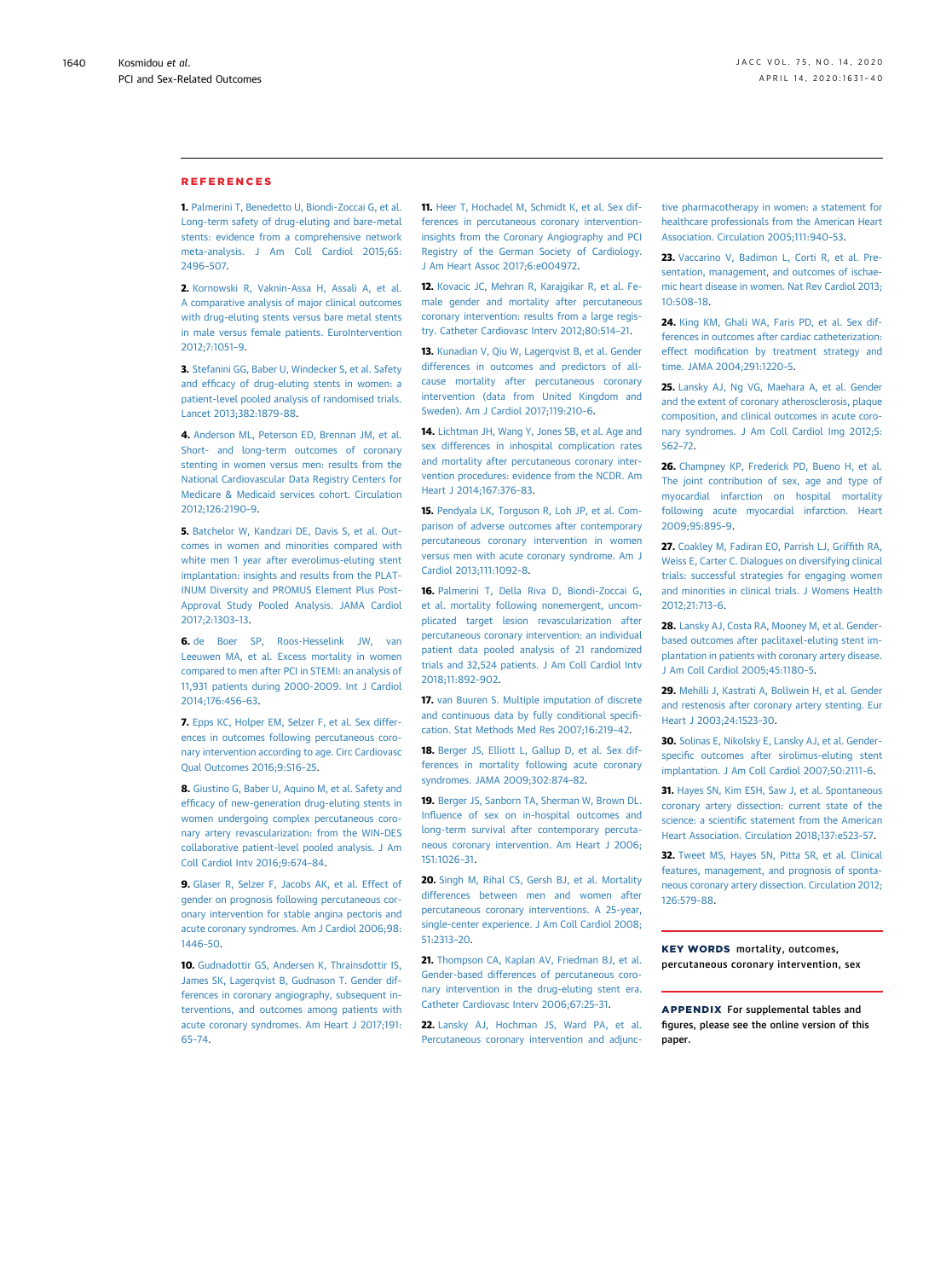## REFERENCES

**1.** Palmerini T, Benedetto U, Biondi-Zoccai G, et al. Long-term safety of drug-eluting and bare-metal stents: evidence from a comprehensive network meta-analysis. J Am Coll Cardiol 2015;65:2496–507.

**2.** Kornowski R, Vaknin-Assa H, Assali A, et al. A comparative analysis of major clinical outcomes with drug-eluting stents versus bare metal stents in male versus female patients. EuroIntervention 2012;7:1051–9.

**3.** Stefanini GG, Baber U, Windecker S, et al. Safety and efficacy of drug-eluting stents in women: a patient-level pooled analysis of randomised trials. Lancet 2013;382:1879–88.

**4.** Anderson ML, Peterson ED, Brennan JM, et al. Short- and long-term outcomes of coronary stenting in women versus men: results from the National Cardiovascular Data Registry Centers for Medicare & Medicaid services cohort. Circulation 2012;126:2190–9.

**5.** Batchelor W, Kandzari DE, Davis S, et al. Outcomes in women and minorities compared with white men 1 year after everolimus-eluting stent implantation: insights and results from the PLATINUM Diversity and PROMUS Element Plus Post-Approval Study Pooled Analysis. JAMA Cardiol 2017;2:1303–13.

**6.** de Boer SP, Roos-Hesselink JW, van Leeuwen MA, et al. Excess mortality in women compared to men after PCI in STEMI: an analysis of 11,931 patients during 2000-2009. Int J Cardiol 2014;176:456–63.

**7.** Epps KC, Holper EM, Selzer F, et al. Sex differences in outcomes following percutaneous coronary intervention according to age. Circ Cardiovasc Qual Outcomes 2016;9:S16–25.

**8.** Giustino G, Baber U, Aquino M, et al. Safety and efficacy of new-generation drug-eluting stents in women undergoing complex percutaneous coronary artery revascularization: from the WIN-DES collaborative patient-level pooled analysis. J Am Coll Cardiol Intv 2016;9:674–84.

**9.** Glaser R, Selzer F, Jacobs AK, et al. Effect of gender on prognosis following percutaneous coronary intervention for stable angina pectoris and acute coronary syndromes. Am J Cardiol 2006;98:1446–50.

**10.** Gudnadottir GS, Andersen K, Thrainsdottir IS, James SK, Lagerqvist B, Gudnason T. Gender differences in coronary angiography, subsequent interventions, and outcomes among patients with acute coronary syndromes. Am Heart J 2017;191:65–74.

**11.** Heer T, Hochadel M, Schmidt K, et al. Sex differences in percutaneous coronary intervention-insights from the Coronary Angiography and PCI Registry of the German Society of Cardiology. J Am Heart Assoc 2017;6:e004972.

**12.** Kovacic JC, Mehran R, Karajgikar R, et al. Female gender and mortality after percutaneous coronary intervention: results from a large registry. Catheter Cardiovasc Interv 2012;80:514–21.

**13.** Kunadian V, Qiu W, Lagerqvist B, et al. Gender differences in outcomes and predictors of all-cause mortality after percutaneous coronary intervention (data from United Kingdom and Sweden). Am J Cardiol 2017;119:210–6.

**14.** Lichtman JH, Wang Y, Jones SB, et al. Age and sex differences in inhospital complication rates and mortality after percutaneous coronary intervention procedures: evidence from the NCDR. Am Heart J 2014;167:376–83.

**15.** Pendyala LK, Torguson R, Loh JP, et al. Comparison of adverse outcomes after contemporary percutaneous coronary intervention in women versus men with acute coronary syndrome. Am J Cardiol 2013;111:1092–8.

**16.** Palmerini T, Della Riva D, Biondi-Zoccai G, et al. Mortality following nonemergent, uncomplicated target lesion revascularization after percutaneous coronary intervention: an individual patient data pooled analysis of 21 randomized trials and 32,524 patients. J Am Coll Cardiol Intv 2018;11:892–902.

**17.** van Buuren S. Multiple imputation of discrete and continuous data by fully conditional specification. Stat Methods Med Res 2007;16:219–42.

**18.** Berger JS, Elliott L, Gallup D, et al. Sex differences in mortality following acute coronary syndromes. JAMA 2009;302:874–82.

**19.** Berger JS, Sanborn TA, Sherman W, Brown DL. Influence of sex on in-hospital outcomes and long-term survival after contemporary percutaneous coronary intervention. Am Heart J 2006;151:1026–31.

**20.** Singh M, Rihal CS, Gersh BJ, et al. Mortality differences between men and women after percutaneous coronary interventions. A 25-year, single-center experience. J Am Coll Cardiol 2008;51:2313–20.

**21.** Thompson CA, Kaplan AV, Friedman BJ, et al. Gender-based differences of percutaneous coronary intervention in the drug-eluting stent era. Catheter Cardiovasc Interv 2006;67:25–31.

**22.** Lansky AJ, Hochman JS, Ward PA, et al. Percutaneous coronary intervention and adjunctive pharmacotherapy in women: a statement for healthcare professionals from the American Heart Association. Circulation 2005;111:940–53.

**23.** Vaccarino V, Badimon L, Corti R, et al. Presentation, management, and outcomes of ischaemic heart disease in women. Nat Rev Cardiol 2013;10:508–18.

**24.** King KM, Ghali WA, Faris PD, et al. Sex differences in outcomes after cardiac catheterization: effect modification by treatment strategy and time. JAMA 2004;291:1220–5.

**25.** Lansky AJ, Ng VG, Maehara A, et al. Gender and the extent of coronary atherosclerosis, plaque composition, and clinical outcomes in acute coronary syndromes. J Am Coll Cardiol Img 2012;5:S62–72.

**26.** Champney KP, Frederick PD, Bueno H, et al. The joint contribution of sex, age and type of myocardial infarction on hospital mortality following acute myocardial infarction. Heart 2009;95:895–9.

**27.** Coakley M, Fadiran EO, Parrish LJ, Griffith RA, Weiss E, Carter C. Dialogues on diversifying clinical trials: successful strategies for engaging women and minorities in clinical trials. J Womens Health 2012;21:713–6.

**28.** Lansky AJ, Costa RA, Mooney M, et al. Gender-based outcomes after paclitaxel-eluting stent implantation in patients with coronary artery disease. J Am Coll Cardiol 2005;45:1180–5.

**29.** Mehilli J, Kastrati A, Bollwein H, et al. Gender and restenosis after coronary artery stenting. Eur Heart J 2003;24:1523–30.

**30.** Solinas E, Nikolsky E, Lansky AJ, et al. Gender-specific outcomes after sirolimus-eluting stent implantation. J Am Coll Cardiol 2007;50:2111–6.

**31.** Hayes SN, Kim ESH, Saw J, et al. Spontaneous coronary artery dissection: current state of the science: a scientific statement from the American Heart Association. Circulation 2018;137:e523–57.

**32.** Tweet MS, Hayes SN, Pitta SR, et al. Clinical features, management, and prognosis of spontaneous coronary artery dissection. Circulation 2012;126:579–88.

---

**KEY WORDS** mortality, outcomes, percutaneous coronary intervention, sex

---

**APPENDIX** For supplemental tables and figures, please see the online version of this paper.